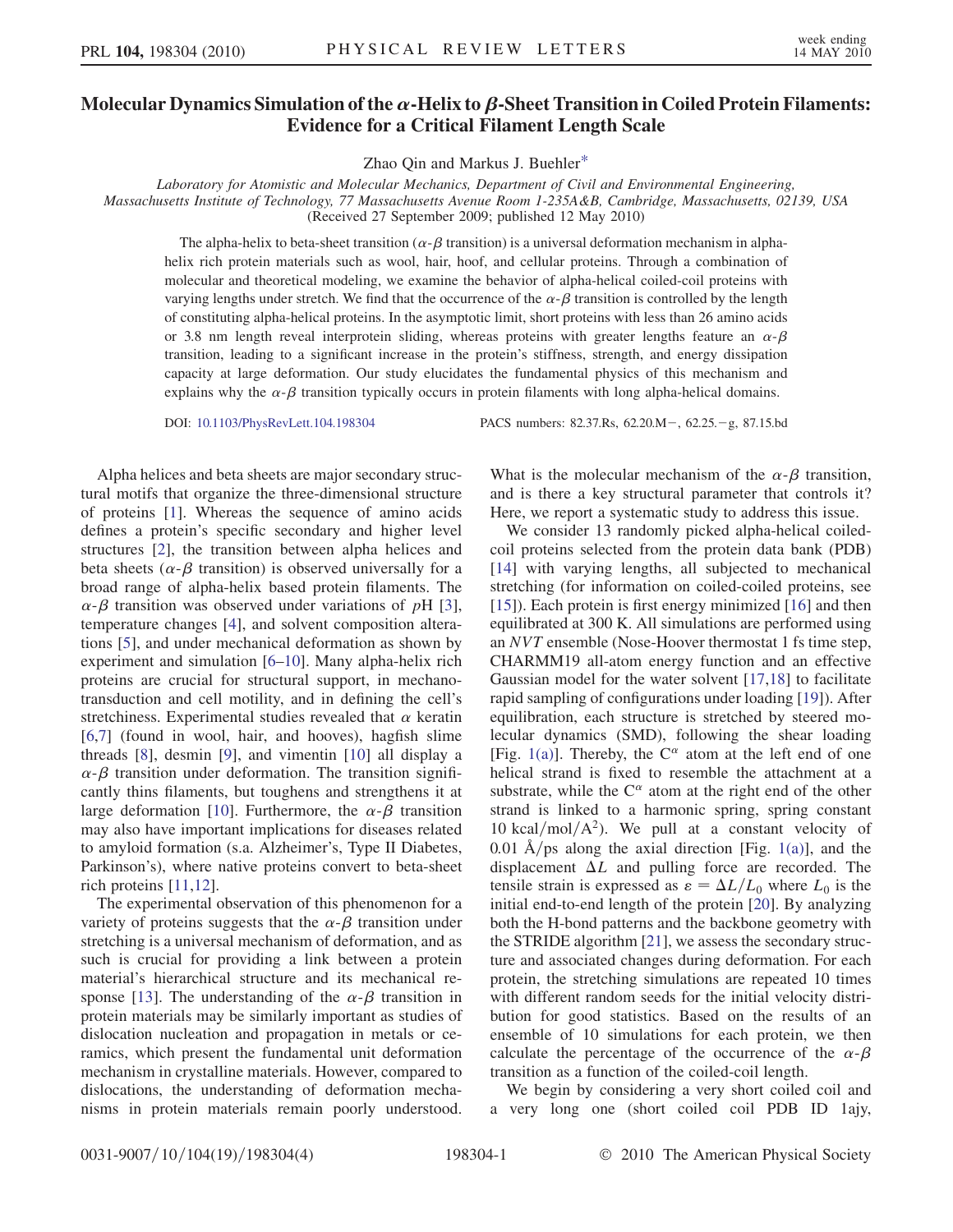# Molecular Dynamics Simulation of the $\alpha$-Helix to $\beta$-Sheet Transition in Coiled Protein Filaments: Evidence for a Critical Filament Length Scale

Zhao Qin and Markus J. Buehler*

*Laboratory for Atomistic and Molecular Mechanics, Department of Civil and Environmental Engineering, Massachusetts Institute of Technology, 77 Massachusetts Avenue Room 1-235A&B, Cambridge, Massachusetts, 02139, USA*

(Received 27 September 2009; published 12 May 2010)

The alpha-helix to beta-sheet transition ($\alpha$-$\beta$ transition) is a universal deformation mechanism in alpha-helix rich protein materials such as wool, hair, hoof, and cellular proteins. Through a combination of molecular and theoretical modeling, we examine the behavior of alpha-helical coiled-coil proteins with varying lengths under stretch. We find that the occurrence of the $\alpha$-$\beta$ transition is controlled by the length of constituting alpha-helical proteins. In the asymptotic limit, short proteins with less than 26 amino acids or 3.8 nm length reveal interprotein sliding, whereas proteins with greater lengths feature an $\alpha$-$\beta$ transition, leading to a significant increase in the protein's stiffness, strength, and energy dissipation capacity at large deformation. Our study elucidates the fundamental physics of this mechanism and explains why the $\alpha$-$\beta$ transition typically occurs in protein filaments with long alpha-helical domains.

DOI: 10.1103/PhysRevLett.104.198304 PACS numbers: 82.37.Rs, 62.20.M−, 62.25.−g, 87.15.bd

Alpha helices and beta sheets are major secondary structural motifs that organize the three-dimensional structure of proteins [1]. Whereas the sequence of amino acids defines a protein's specific secondary and higher level structures [2], the transition between alpha helices and beta sheets ($\alpha$-$\beta$ transition) is observed universally for a broad range of alpha-helix based protein filaments. The $\alpha$-$\beta$ transition was observed under variations of $p$H [3], temperature changes [4], and solvent composition alterations [5], and under mechanical deformation as shown by experiment and simulation [6–10]. Many alpha-helix rich proteins are crucial for structural support, in mechanotransduction and cell motility, and in defining the cell's stretchiness. Experimental studies revealed that $\alpha$ keratin [6,7] (found in wool, hair, and hooves), hagfish slime threads [8], desmin [9], and vimentin [10] all display a $\alpha$-$\beta$ transition under deformation. The transition significantly thins filaments, but toughens and strengthens it at large deformation [10]. Furthermore, the $\alpha$-$\beta$ transition may also have important implications for diseases related to amyloid formation (s.a. Alzheimer's, Type II Diabetes, Parkinson's), where native proteins convert to beta-sheet rich proteins [11,12].

The experimental observation of this phenomenon for a variety of proteins suggests that the $\alpha$-$\beta$ transition under stretching is a universal mechanism of deformation, and as such is crucial for providing a link between a protein material's hierarchical structure and its mechanical response [13]. The understanding of the $\alpha$-$\beta$ transition in protein materials may be similarly important as studies of dislocation nucleation and propagation in metals or ceramics, which present the fundamental unit deformation mechanism in crystalline materials. However, compared to dislocations, the understanding of deformation mechanisms in protein materials remain poorly understood. What is the molecular mechanism of the $\alpha$-$\beta$ transition, and is there a key structural parameter that controls it? Here, we report a systematic study to address this issue.

We consider 13 randomly picked alpha-helical coiled-coil proteins selected from the protein data bank (PDB) [14] with varying lengths, all subjected to mechanical stretching (for information on coiled-coiled proteins, see [15]). Each protein is first energy minimized [16] and then equilibrated at 300 K. All simulations are performed using an *NVT* ensemble (Nose-Hoover thermostat 1 fs time step, CHARMM19 all-atom energy function and an effective Gaussian model for the water solvent [17,18] to facilitate rapid sampling of configurations under loading [19]). After equilibration, each structure is stretched by steered molecular dynamics (SMD), following the shear loading [Fig. 1(a)]. Thereby, the $C^{\alpha}$ atom at the left end of one helical strand is fixed to resemble the attachment at a substrate, while the $C^{\alpha}$ atom at the right end of the other strand is linked to a harmonic spring, spring constant 10 kcal/mol/A$^2$). We pull at a constant velocity of 0.01 Å/ps along the axial direction [Fig. 1(a)], and the displacement $\Delta L$ and pulling force are recorded. The tensile strain is expressed as $\varepsilon = \Delta L/L_0$ where $L_0$ is the initial end-to-end length of the protein [20]. By analyzing both the H-bond patterns and the backbone geometry with the STRIDE algorithm [21], we assess the secondary structure and associated changes during deformation. For each protein, the stretching simulations are repeated 10 times with different random seeds for the initial velocity distribution for good statistics. Based on the results of an ensemble of 10 simulations for each protein, we then calculate the percentage of the occurrence of the $\alpha$-$\beta$ transition as a function of the coiled-coil length.

We begin by considering a very short coiled coil and a very long one (short coiled coil PDB ID 1ajy,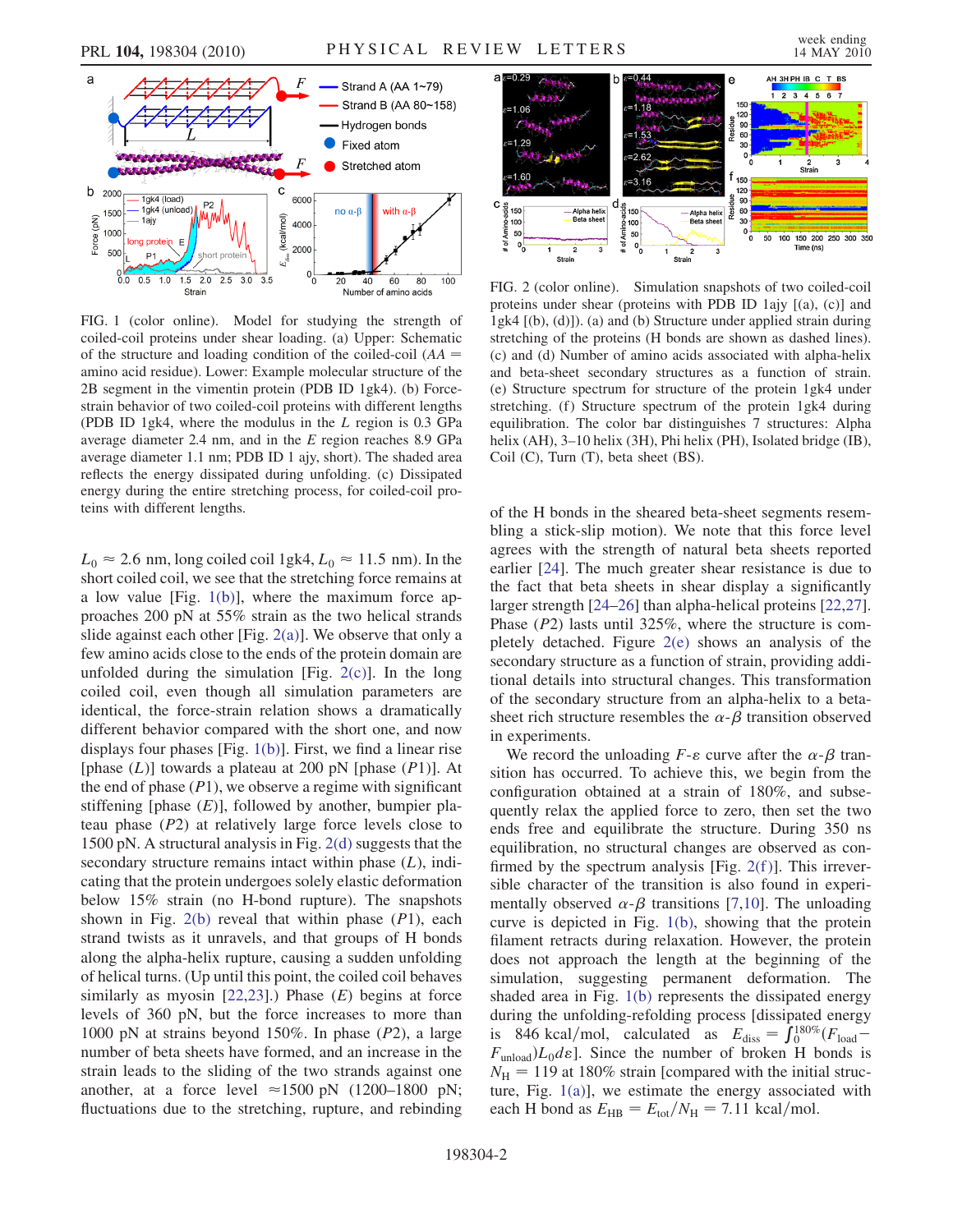FIG. 1 (color online). Model for studying the strength of coiled-coil proteins under shear loading. (a) Upper: Schematic of the structure and loading condition of the coiled-coil ($AA$ = amino acid residue). Lower: Example molecular structure of the 2B segment in the vimentin protein (PDB ID 1gk4). (b) Force-strain behavior of two coiled-coil proteins with different lengths (PDB ID 1gk4, where the modulus in the $L$ region is 0.3 GPa average diameter 2.4 nm, and in the $E$ region reaches 8.9 GPa average diameter 1.1 nm; PDB ID 1 ajy, short). The shaded area reflects the energy dissipated during unfolding. (c) Dissipated energy during the entire stretching process, for coiled-coil proteins with different lengths.

$L_0 \approx 2.6$ nm, long coiled coil 1gk4, $L_0 \approx 11.5$ nm). In the short coiled coil, we see that the stretching force remains at a low value [Fig. 1(b)], where the maximum force approaches 200 pN at 55% strain as the two helical strands slide against each other [Fig. 2(a)]. We observe that only a few amino acids close to the ends of the protein domain are unfolded during the simulation [Fig. 2(c)]. In the long coiled coil, even though all simulation parameters are identical, the force-strain relation shows a dramatically different behavior compared with the short one, and now displays four phases [Fig. 1(b)]. First, we find a linear rise [phase ($L$)] towards a plateau at 200 pN [phase ($P1$)]. At the end of phase ($P1$), we observe a regime with significant stiffening [phase ($E$)], followed by another, bumpier plateau phase ($P2$) at relatively large force levels close to 1500 pN. A structural analysis in Fig. 2(d) suggests that the secondary structure remains intact within phase ($L$), indicating that the protein undergoes solely elastic deformation below 15% strain (no H-bond rupture). The snapshots shown in Fig. 2(b) reveal that within phase ($P1$), each strand twists as it unravels, and that groups of H bonds along the alpha-helix rupture, causing a sudden unfolding of helical turns. (Up until this point, the coiled coil behaves similarly as myosin [22,23].) Phase ($E$) begins at force levels of 360 pN, but the force increases to more than 1000 pN at strains beyond 150%. In phase ($P2$), a large number of beta sheets have formed, and an increase in the strain leads to the sliding of the two strands against one another, at a force level $\approx$1500 pN (1200–1800 pN; fluctuations due to the stretching, rupture, and rebinding of the H bonds in the sheared beta-sheet segments resembling a stick-slip motion). We note that this force level agrees with the strength of natural beta sheets reported earlier [24]. The much greater shear resistance is due to the fact that beta sheets in shear display a significantly larger strength [24–26] than alpha-helical proteins [22,27]. Phase ($P2$) lasts until 325%, where the structure is completely detached. Figure 2(e) shows an analysis of the secondary structure as a function of strain, providing additional details into structural changes. This transformation of the secondary structure from an alpha-helix to a beta-sheet rich structure resembles the $\alpha$-$\beta$ transition observed in experiments.

FIG. 2 (color online). Simulation snapshots of two coiled-coil proteins under shear (proteins with PDB ID 1ajy [(a), (c)] and 1gk4 [(b), (d)]). (a) and (b) Structure under applied strain during stretching of the proteins (H bonds are shown as dashed lines). (c) and (d) Number of amino acids associated with alpha-helix and beta-sheet secondary structures as a function of strain. (e) Structure spectrum for structure of the protein 1gk4 under stretching. (f) Structure spectrum of the protein 1gk4 during equilibration. The color bar distinguishes 7 structures: Alpha helix (AH), 3–10 helix (3H), Phi helix (PH), Isolated bridge (IB), Coil (C), Turn (T), beta sheet (BS).

We record the unloading $F$-$\varepsilon$ curve after the $\alpha$-$\beta$ transition has occurred. To achieve this, we begin from the configuration obtained at a strain of 180%, and subsequently relax the applied force to zero, then set the two ends free and equilibrate the structure. During 350 ns equilibration, no structural changes are observed as confirmed by the spectrum analysis [Fig. 2(f)]. This irreversible character of the transition is also found in experimentally observed $\alpha$-$\beta$ transitions [7,10]. The unloading curve is depicted in Fig. 1(b), showing that the protein filament retracts during relaxation. However, the protein does not approach the length at the beginning of the simulation, suggesting permanent deformation. The shaded area in Fig. 1(b) represents the dissipated energy during the unfolding-refolding process [dissipated energy is 846 kcal/mol, calculated as $E_{\rm diss} = \int_0^{180\%}(F_{\rm load} - F_{\rm unload})L_0 d\varepsilon$]. Since the number of broken H bonds is $N_{\rm H} = 119$ at 180% strain [compared with the initial structure, Fig. 1(a)], we estimate the energy associated with each H bond as $E_{\rm HB} = E_{\rm tot}/N_{\rm H} = 7.11$ kcal/mol.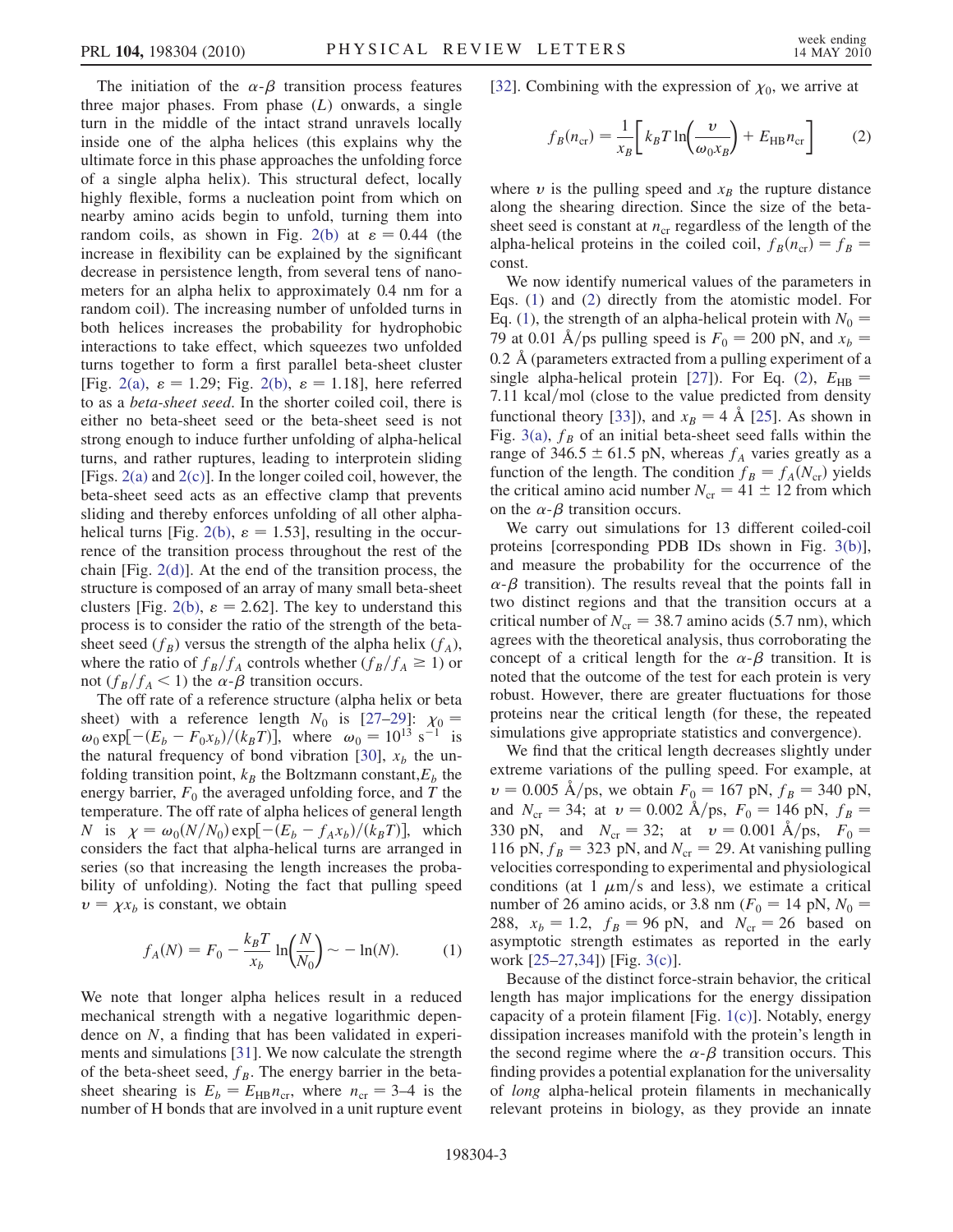The initiation of the $\alpha$-$\beta$ transition process features three major phases. From phase ($L$) onwards, a single turn in the middle of the intact strand unravels locally inside one of the alpha helices (this explains why the ultimate force in this phase approaches the unfolding force of a single alpha helix). This structural defect, locally highly flexible, forms a nucleation point from which on nearby amino acids begin to unfold, turning them into random coils, as shown in Fig. 2(b) at $\varepsilon = 0.44$ (the increase in flexibility can be explained by the significant decrease in persistence length, from several tens of nanometers for an alpha helix to approximately 0.4 nm for a random coil). The increasing number of unfolded turns in both helices increases the probability for hydrophobic interactions to take effect, which squeezes two unfolded turns together to form a first parallel beta-sheet cluster [Fig. 2(a), $\varepsilon = 1.29$; Fig. 2(b), $\varepsilon = 1.18$], here referred to as a *beta-sheet seed*. In the shorter coiled coil, there is either no beta-sheet seed or the beta-sheet seed is not strong enough to induce further unfolding of alpha-helical turns, and rather ruptures, leading to interprotein sliding [Figs. 2(a) and 2(c)]. In the longer coiled coil, however, the beta-sheet seed acts as an effective clamp that prevents sliding and thereby enforces unfolding of all other alpha-helical turns [Fig. 2(b), $\varepsilon = 1.53$], resulting in the occurrence of the transition process throughout the rest of the chain [Fig. 2(d)]. At the end of the transition process, the structure is composed of an array of many small beta-sheet clusters [Fig. 2(b), $\varepsilon = 2.62$]. The key to understand this process is to consider the ratio of the strength of the beta-sheet seed ($f_B$) versus the strength of the alpha helix ($f_A$), where the ratio of $f_B/f_A$ controls whether ($f_B/f_A \geq 1$) or not ($f_B/f_A < 1$) the $\alpha$-$\beta$ transition occurs.

The off rate of a reference structure (alpha helix or beta sheet) with a reference length $N_0$ is [27–29]: $\chi_0 = \omega_0 \exp[-(E_b - F_0 x_b)/(k_B T)]$, where $\omega_0 = 10^{13}\ \mathrm{s}^{-1}$ is the natural frequency of bond vibration [30], $x_b$ the unfolding transition point, $k_B$ the Boltzmann constant, $E_b$ the energy barrier, $F_0$ the averaged unfolding force, and $T$ the temperature. The off rate of alpha helices of general length $N$ is $\chi = \omega_0 (N/N_0) \exp[-(E_b - f_A x_b)/(k_B T)]$, which considers the fact that alpha-helical turns are arranged in series (so that increasing the length increases the probability of unfolding). Noting the fact that pulling speed $v = \chi x_b$ is constant, we obtain

$$f_A(N) = F_0 - \frac{k_B T}{x_b} \ln\left(\frac{N}{N_0}\right) \sim -\ln(N). \qquad (1)$$

We note that longer alpha helices result in a reduced mechanical strength with a negative logarithmic dependence on $N$, a finding that has been validated in experiments and simulations [31]. We now calculate the strength of the beta-sheet seed, $f_B$. The energy barrier in the beta-sheet shearing is $E_b = E_{\mathrm{HB}} n_{\mathrm{cr}}$, where $n_{\mathrm{cr}} = 3$–$4$ is the number of H bonds that are involved in a unit rupture event [32]. Combining with the expression of $\chi_0$, we arrive at

$$f_B(n_{\mathrm{cr}}) = \frac{1}{x_B}\left[k_B T \ln\left(\frac{v}{\omega_0 x_B}\right) + E_{\mathrm{HB}} n_{\mathrm{cr}}\right] \qquad (2)$$

where $v$ is the pulling speed and $x_B$ the rupture distance along the shearing direction. Since the size of the beta-sheet seed is constant at $n_{\mathrm{cr}}$ regardless of the length of the alpha-helical proteins in the coiled coil, $f_B(n_{\mathrm{cr}}) = f_B = \mathrm{const}$.

We now identify numerical values of the parameters in Eqs. (1) and (2) directly from the atomistic model. For Eq. (1), the strength of an alpha-helical protein with $N_0 = 79$ at 0.01 Å/ps pulling speed is $F_0 = 200$ pN, and $x_b = 0.2$ Å (parameters extracted from a pulling experiment of a single alpha-helical protein [27]). For Eq. (2), $E_{\mathrm{HB}} = 7.11$ kcal/mol (close to the value predicted from density functional theory [33]), and $x_B = 4$ Å [25]. As shown in Fig. 3(a), $f_B$ of an initial beta-sheet seed falls within the range of $346.5 \pm 61.5$ pN, whereas $f_A$ varies greatly as a function of the length. The condition $f_B = f_A(N_{\mathrm{cr}})$ yields the critical amino acid number $N_{\mathrm{cr}} = 41 \pm 12$ from which on the $\alpha$-$\beta$ transition occurs.

We carry out simulations for 13 different coiled-coil proteins [corresponding PDB IDs shown in Fig. 3(b)], and measure the probability for the occurrence of the $\alpha$-$\beta$ transition). The results reveal that the points fall in two distinct regions and that the transition occurs at a critical number of $N_{\mathrm{cr}} = 38.7$ amino acids (5.7 nm), which agrees with the theoretical analysis, thus corroborating the concept of a critical length for the $\alpha$-$\beta$ transition. It is noted that the outcome of the test for each protein is very robust. However, there are greater fluctuations for those proteins near the critical length (for these, the repeated simulations give appropriate statistics and convergence).

We find that the critical length decreases slightly under extreme variations of the pulling speed. For example, at $v = 0.005$ Å/ps, we obtain $F_0 = 167$ pN, $f_B = 340$ pN, and $N_{\mathrm{cr}} = 34$; at $v = 0.002$ Å/ps, $F_0 = 146$ pN, $f_B = 330$ pN, and $N_{\mathrm{cr}} = 32$; at $v = 0.001$ Å/ps, $F_0 = 116$ pN, $f_B = 323$ pN, and $N_{\mathrm{cr}} = 29$. At vanishing pulling velocities corresponding to experimental and physiological conditions (at 1 $\mu$m/s and less), we estimate a critical number of 26 amino acids, or 3.8 nm ($F_0 = 14$ pN, $N_0 = 288$, $x_b = 1.2$, $f_B = 96$ pN, and $N_{\mathrm{cr}} = 26$ based on asymptotic strength estimates as reported in the early work [25–27,34]) [Fig. 3(c)].

Because of the distinct force-strain behavior, the critical length has major implications for the energy dissipation capacity of a protein filament [Fig. 1(c)]. Notably, energy dissipation increases manifold with the protein's length in the second regime where the $\alpha$-$\beta$ transition occurs. This finding provides a potential explanation for the universality of *long* alpha-helical protein filaments in mechanically relevant proteins in biology, as they provide an innate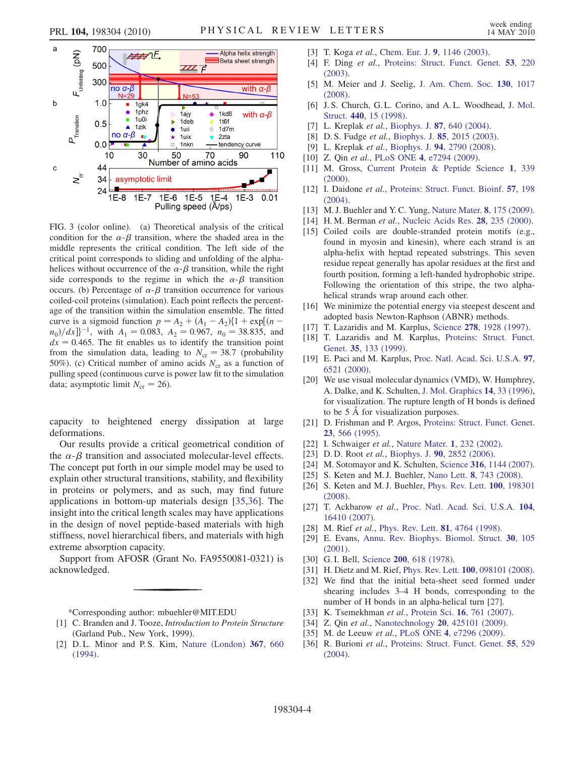a

700
500
300
$F_{\text{Unfolding}}$ (pN)
Alpha helix strength
Beta sheet strength
no α-β
N=29
N=53
with α-β

b

1.0
0.5
0.0
$P_{\text{Transition}}$
1gk4
1phz
1u0i
1zik
1ajy
1deb
1uii
1uix
1knn
1kd8
1t6f
1d7m
2zta
tendency curve
no α-β
with α-β
10 30 50 70 90 110
Number of amino acids

c

44
34
24
$N_{\text{cr}}$
asymptotic limit
1E-8 1E-7 1E-6 1E-5 1E-4 1E-3 0.01
Pulling speed (Å/ps)

FIG. 3 (color online). (a) Theoretical analysis of the critical condition for the $\alpha$-$\beta$ transition, where the shaded area in the middle represents the critical condition. The left side of the critical point corresponds to sliding and unfolding of the alpha-helices without occurrence of the $\alpha$-$\beta$ transition, while the right side corresponds to the regime in which the $\alpha$-$\beta$ transition occurs. (b) Percentage of $\alpha$-$\beta$ transition occurrence for various coiled-coil proteins (simulation). Each point reflects the percentage of the transition within the simulation ensemble. The fitted curve is a sigmoid function $p = A_2 + (A_1 - A_2)\{1 + \exp[(n - n_0)/dx]\}^{-1}$, with $A_1 = 0.083$, $A_2 = 0.967$, $n_0 = 38.835$, and $dx = 0.465$. The fit enables us to identify the transition point from the simulation data, leading to $N_{\text{cr}} = 38.7$ (probability 50%). (c) Critical number of amino acids $N_{\text{cr}}$ as a function of pulling speed (continuous curve is power law fit to the simulation data; asymptotic limit $N_{\text{cr}} = 26$).

capacity to heightened energy dissipation at large deformations.

Our results provide a critical geometrical condition of the $\alpha$-$\beta$ transition and associated molecular-level effects. The concept put forth in our simple model may be used to explain other structural transitions, stability, and flexibility in proteins or polymers, and as such, may find future applications in bottom-up materials design [35,36]. The insight into the critical length scales may have applications in the design of novel peptide-based materials with high stiffness, novel hierarchical fibers, and materials with high extreme absorption capacity.

Support from AFOSR (Grant No. FA9550081-0321) is acknowledged.

*Corresponding author: mbuehler@MIT.EDU

[1] C. Branden and J. Tooze, *Introduction to Protein Structure* (Garland Pub., New York, 1999).
[2] D.L. Minor and P.S. Kim, Nature (London) **367**, 660 (1994).
[3] T. Koga *et al.*, Chem. Eur. J. **9**, 1146 (2003).
[4] F. Ding *et al.*, Proteins: Struct. Funct. Genet. **53**, 220 (2003).
[5] M. Meier and J. Seelig, J. Am. Chem. Soc. **130**, 1017 (2008).
[6] J.S. Church, G.L. Corino, and A.L. Woodhead, J. Mol. Struct. **440**, 15 (1998).
[7] L. Kreplak *et al.*, Biophys. J. **87**, 640 (2004).
[8] D.S. Fudge *et al.*, Biophys. J. **85**, 2015 (2003).
[9] L. Kreplak *et al.*, Biophys. J. **94**, 2790 (2008).
[10] Z. Qin *et al.*, PLoS ONE **4**, e7294 (2009).
[11] M. Gross, Current Protein & Peptide Science **1**, 339 (2000).
[12] I. Daidone *et al.*, Proteins: Struct. Funct. Bioinf. **57**, 198 (2004).
[13] M.J. Buehler and Y.C. Yung, Nature Mater. **8**, 175 (2009).
[14] H.M. Berman *et al.*, Nucleic Acids Res. **28**, 235 (2000).
[15] Coiled coils are double-stranded protein motifs (e.g., found in myosin and kinesin), where each strand is an alpha-helix with heptad repeated substrings. This seven residue repeat generally has apolar residues at the first and fourth position, forming a left-handed hydrophobic stripe. Following the orientation of this stripe, the two alpha-helical strands wrap around each other.
[16] We minimize the potential energy via steepest descent and adopted basis Newton-Raphson (ABNR) methods.
[17] T. Lazaridis and M. Karplus, Science **278**, 1928 (1997).
[18] T. Lazaridis and M. Karplus, Proteins: Struct. Funct. Genet. **35**, 133 (1999).
[19] E. Paci and M. Karplus, Proc. Natl. Acad. Sci. U.S.A. **97**, 6521 (2000).
[20] We use visual molecular dynamics (VMD), W. Humphrey, A. Dalke, and K. Schulten, J. Mol. Graphics **14**, 33 (1996), for visualization. The rupture length of H bonds is defined to be 5 Å for visualization purposes.
[21] D. Frishman and P. Argos, Proteins: Struct. Funct. Genet. **23**, 566 (1995).
[22] I. Schwaiger *et al.*, Nature Mater. **1**, 232 (2002).
[23] D.D. Root *et al.*, Biophys. J. **90**, 2852 (2006).
[24] M. Sotomayor and K. Schulten, Science **316**, 1144 (2007).
[25] S. Keten and M.J. Buehler, Nano Lett. **8**, 743 (2008).
[26] S. Keten and M.J. Buehler, Phys. Rev. Lett. **100**, 198301 (2008).
[27] T. Ackbarow *et al.*, Proc. Natl. Acad. Sci. U.S.A. **104**, 16410 (2007).
[28] M. Rief *et al.*, Phys. Rev. Lett. **81**, 4764 (1998).
[29] E. Evans, Annu. Rev. Biophys. Biomol. Struct. **30**, 105 (2001).
[30] G.I. Bell, Science **200**, 618 (1978).
[31] H. Dietz and M. Rief, Phys. Rev. Lett. **100**, 098101 (2008).
[32] We find that the initial beta-sheet seed formed under shearing includes 3–4 H bonds, corresponding to the number of H bonds in an alpha-helical turn [27].
[33] K. Tsemekhman *et al.*, Protein Sci. **16**, 761 (2007).
[34] Z. Qin *et al.*, Nanotechnology **20**, 425101 (2009).
[35] M. de Leeuw *et al.*, PLoS ONE **4**, e7296 (2009).
[36] R. Burioni *et al.*, Proteins: Struct. Funct. Genet. **55**, 529 (2004).